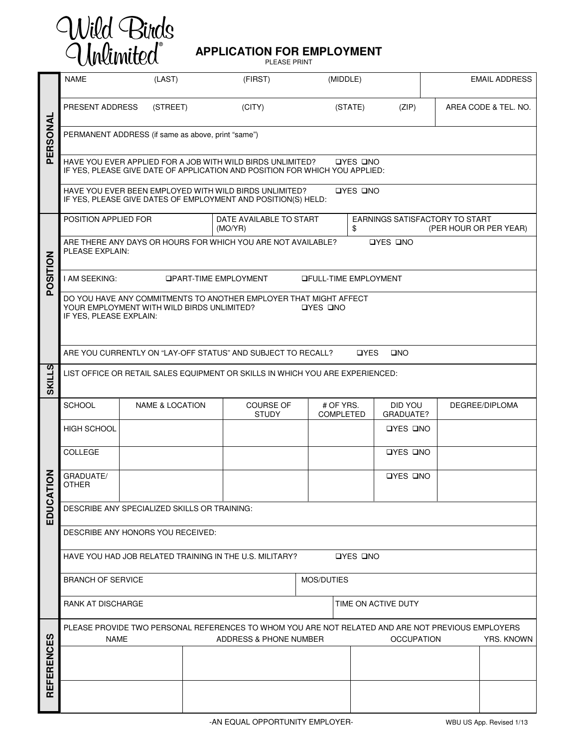Wild Birds Unlimited®

# APPLICATION FOR EMPLOYMENT

PLEASE PRINT

## PERSONAL

| NAME (LAST) | (FIRST) | (MIDDLE) | EMAIL ADDRESS |
|---|---|---|---|
| | | | |

| PRESENT ADDRESS (STREET) | (CITY) | (STATE) | (ZIP) | AREA CODE & TEL. NO. |
|---|---|---|---|---|
| | | | | |

PERMANENT ADDRESS (if same as above, print "same")

HAVE YOU EVER APPLIED FOR A JOB WITH WILD BIRDS UNLIMITED? ❑YES ❑NO
IF YES, PLEASE GIVE DATE OF APPLICATION AND POSITION FOR WHICH YOU APPLIED:

HAVE YOU EVER BEEN EMPLOYED WITH WILD BIRDS UNLIMITED? ❑YES ❑NO
IF YES, PLEASE GIVE DATES OF EMPLOYMENT AND POSITION(S) HELD:

## POSITION

| POSITION APPLIED FOR | DATE AVAILABLE TO START (MO/YR) | EARNINGS SATISFACTORY TO START $ (PER HOUR OR PER YEAR) |
|---|---|---|
| | | |

ARE THERE ANY DAYS OR HOURS FOR WHICH YOU ARE NOT AVAILABLE? ❑YES ❑NO
PLEASE EXPLAIN:

I AM SEEKING: ❑PART-TIME EMPLOYMENT ❑FULL-TIME EMPLOYMENT

DO YOU HAVE ANY COMMITMENTS TO ANOTHER EMPLOYER THAT MIGHT AFFECT YOUR EMPLOYMENT WITH WILD BIRDS UNLIMITED? ❑YES ❑NO
IF YES, PLEASE EXPLAIN:

ARE YOU CURRENTLY ON "LAY-OFF STATUS" AND SUBJECT TO RECALL? ❑YES ❑NO

## SKILLS

LIST OFFICE OR RETAIL SALES EQUIPMENT OR SKILLS IN WHICH YOU ARE EXPERIENCED:

## EDUCATION

| SCHOOL | NAME & LOCATION | COURSE OF STUDY | # OF YRS. COMPLETED | DID YOU GRADUATE? | DEGREE/DIPLOMA |
|---|---|---|---|---|---|
| HIGH SCHOOL | | | | ❑YES ❑NO | |
| COLLEGE | | | | ❑YES ❑NO | |
| GRADUATE/ OTHER | | | | ❑YES ❑NO | |

DESCRIBE ANY SPECIALIZED SKILLS OR TRAINING:

DESCRIBE ANY HONORS YOU RECEIVED:

HAVE YOU HAD JOB RELATED TRAINING IN THE U.S. MILITARY? ❑YES ❑NO

| BRANCH OF SERVICE | MOS/DUTIES |
|---|---|
| | |

| RANK AT DISCHARGE | TIME ON ACTIVE DUTY |
|---|---|
| | |

## REFERENCES

PLEASE PROVIDE TWO PERSONAL REFERENCES TO WHOM YOU ARE NOT RELATED AND ARE NOT PREVIOUS EMPLOYERS

| NAME | ADDRESS & PHONE NUMBER | OCCUPATION | YRS. KNOWN |
|---|---|---|---|
| | | | |
| | | | |

-AN EQUAL OPPORTUNITY EMPLOYER-

WBU US App. Revised 1/13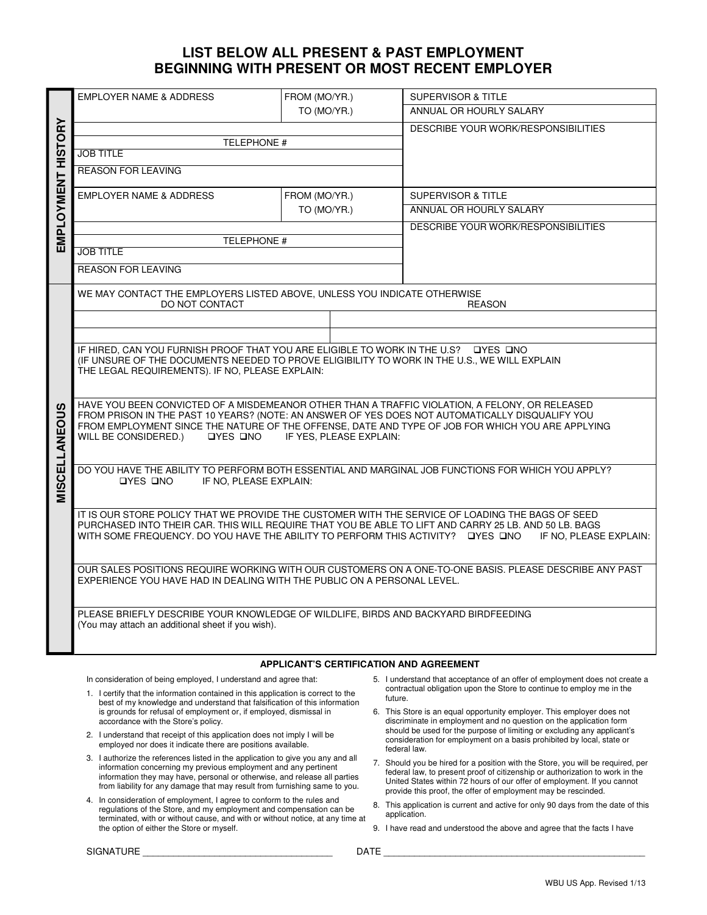# LIST BELOW ALL PRESENT & PAST EMPLOYMENT BEGINNING WITH PRESENT OR MOST RECENT EMPLOYER

## EMPLOYMENT HISTORY

| | | |
|---|---|---|
| EMPLOYER NAME & ADDRESS | FROM (MO/YR.) TO (MO/YR.) | SUPERVISOR & TITLE |
| | | ANNUAL OR HOURLY SALARY |
| TELEPHONE # | | DESCRIBE YOUR WORK/RESPONSIBILITIES |
| JOB TITLE | | |
| REASON FOR LEAVING | | |

| | | |
|---|---|---|
| EMPLOYER NAME & ADDRESS | FROM (MO/YR.) TO (MO/YR.) | SUPERVISOR & TITLE |
| | | ANNUAL OR HOURLY SALARY |
| TELEPHONE # | | DESCRIBE YOUR WORK/RESPONSIBILITIES |
| JOB TITLE | | |
| REASON FOR LEAVING | | |

## MISCELLANEOUS

WE MAY CONTACT THE EMPLOYERS LISTED ABOVE, UNLESS YOU INDICATE OTHERWISE

| DO NOT CONTACT | REASON |
|---|---|
| | |
| | |

IF HIRED, CAN YOU FURNISH PROOF THAT YOU ARE ELIGIBLE TO WORK IN THE U.S? ❑YES ❑NO
(IF UNSURE OF THE DOCUMENTS NEEDED TO PROVE ELIGIBILITY TO WORK IN THE U.S., WE WILL EXPLAIN THE LEGAL REQUIREMENTS). IF NO, PLEASE EXPLAIN:

HAVE YOU BEEN CONVICTED OF A MISDEMEANOR OTHER THAN A TRAFFIC VIOLATION, A FELONY, OR RELEASED FROM PRISON IN THE PAST 10 YEARS? (NOTE: AN ANSWER OF YES DOES NOT AUTOMATICALLY DISQUALIFY YOU FROM EMPLOYMENT SINCE THE NATURE OF THE OFFENSE, DATE AND TYPE OF JOB FOR WHICH YOU ARE APPLYING WILL BE CONSIDERED.) ❑YES ❑NO IF YES, PLEASE EXPLAIN:

DO YOU HAVE THE ABILITY TO PERFORM BOTH ESSENTIAL AND MARGINAL JOB FUNCTIONS FOR WHICH YOU APPLY?
❑YES ❑NO IF NO, PLEASE EXPLAIN:

IT IS OUR STORE POLICY THAT WE PROVIDE THE CUSTOMER WITH THE SERVICE OF LOADING THE BAGS OF SEED PURCHASED INTO THEIR CAR. THIS WILL REQUIRE THAT YOU BE ABLE TO LIFT AND CARRY 25 LB. AND 50 LB. BAGS WITH SOME FREQUENCY. DO YOU HAVE THE ABILITY TO PERFORM THIS ACTIVITY? ❑YES ❑NO IF NO, PLEASE EXPLAIN:

OUR SALES POSITIONS REQUIRE WORKING WITH OUR CUSTOMERS ON A ONE-TO-ONE BASIS. PLEASE DESCRIBE ANY PAST EXPERIENCE YOU HAVE HAD IN DEALING WITH THE PUBLIC ON A PERSONAL LEVEL.

PLEASE BRIEFLY DESCRIBE YOUR KNOWLEDGE OF WILDLIFE, BIRDS AND BACKYARD BIRDFEEDING
(You may attach an additional sheet if you wish).

### APPLICANT'S CERTIFICATION AND AGREEMENT

In consideration of being employed, I understand and agree that:

1. I certify that the information contained in this application is correct to the best of my knowledge and understand that falsification of this information is grounds for refusal of employment or, if employed, dismissal in accordance with the Store's policy.
2. I understand that receipt of this application does not imply I will be employed nor does it indicate there are positions available.
3. I authorize the references listed in the application to give you any and all information concerning my previous employment and any pertinent information they may have, personal or otherwise, and release all parties from liability for any damage that may result from furnishing same to you.
4. In consideration of employment, I agree to conform to the rules and regulations of the Store, and my employment and compensation can be terminated, with or without cause, and with or without notice, at any time at the option of either the Store or myself.
5. I understand that acceptance of an offer of employment does not create a contractual obligation upon the Store to continue to employ me in the future.
6. This Store is an equal opportunity employer. This employer does not discriminate in employment and no question on the application form should be used for the purpose of limiting or excluding any applicant's consideration for employment on a basis prohibited by local, state or federal law.
7. Should you be hired for a position with the Store, you will be required, per federal law, to present proof of citizenship or authorization to work in the United States within 72 hours of our offer of employment. If you cannot provide this proof, the offer of employment may be rescinded.
8. This application is current and active for only 90 days from the date of this application.
9. I have read and understood the above and agree that the facts I have

SIGNATURE ______________________________________ DATE ______________________________________________________

WBU US App. Revised 1/13